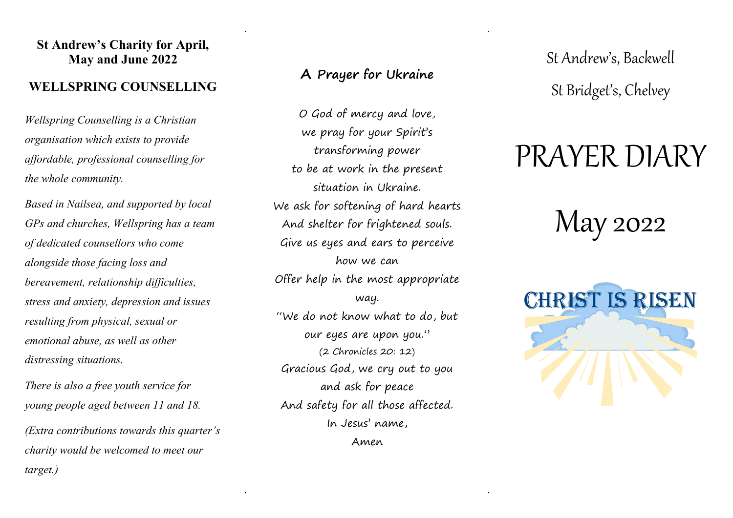## St Andrew's Charity for April, May and June 2022

### WELLSPRING COUNSELLING

*Wellspring Counselling is a Christian organisation which exists to provide affordable, professional counselling for the whole community.*

*Based in Nailsea, and supported by local GPs and churches, Wellspring has a team of dedicated counsellors who come alongside those facing loss and bereavement, relationship difficulties, stress and anxiety, depression and issues resulting from physical, sexual or emotional abuse, as well as other distressing situations.*

*There is also a free youth service for young people aged between 11 and 18.*

*(Extra contributions towards this quarter's charity would be welcomed to meet our target.)*

### A Prayer for Ukraine

O God of mercy and love,
we pray for your Spirit's transforming power
to be at work in the present situation in Ukraine.
We ask for softening of hard hearts
And shelter for frightened souls.
Give us eyes and ears to perceive how we can
Offer help in the most appropriate way.
"We do not know what to do, but our eyes are upon you."
(2 Chronicles 20: 12)
Gracious God, we cry out to you and ask for peace
And safety for all those affected.
In Jesus' name,
Amen

St Andrew's, Backwell

St Bridget's, Chelvey

# PRAYER DIARY

# May 2022

CHRIST IS RISEN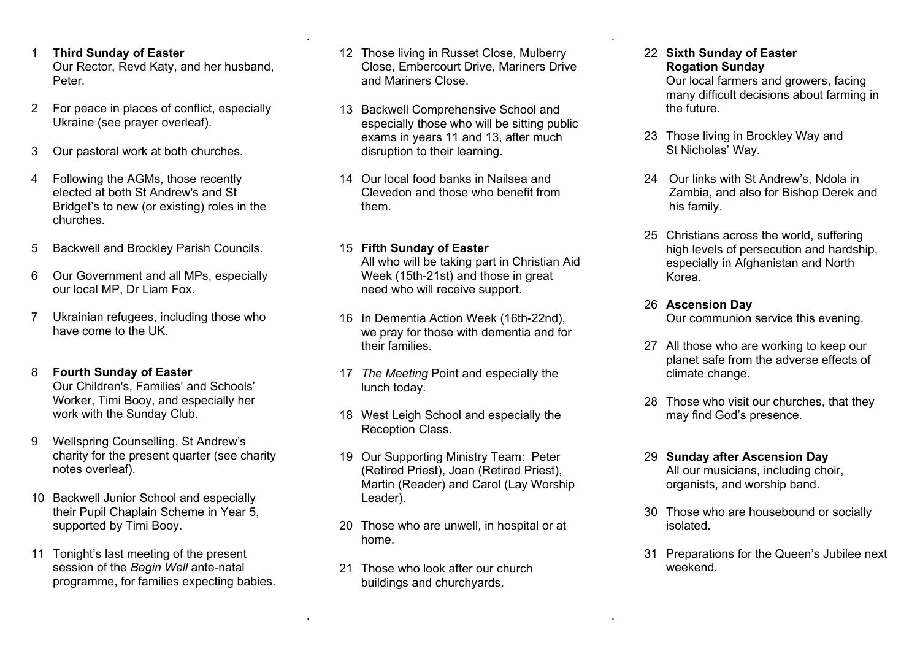1 **Third Sunday of Easter**
Our Rector, Revd Katy, and her husband, Peter.

2 For peace in places of conflict, especially Ukraine (see prayer overleaf).

3 Our pastoral work at both churches.

4 Following the AGMs, those recently elected at both St Andrew's and St Bridget's to new (or existing) roles in the churches.

5 Backwell and Brockley Parish Councils.

6 Our Government and all MPs, especially our local MP, Dr Liam Fox.

7 Ukrainian refugees, including those who have come to the UK.

8 **Fourth Sunday of Easter**
Our Children's, Families' and Schools' Worker, Timi Booy, and especially her work with the Sunday Club.

9 Wellspring Counselling, St Andrew's charity for the present quarter (see charity notes overleaf).

10 Backwell Junior School and especially their Pupil Chaplain Scheme in Year 5, supported by Timi Booy.

11 Tonight's last meeting of the present session of the *Begin Well* ante-natal programme, for families expecting babies.

12 Those living in Russet Close, Mulberry Close, Embercourt Drive, Mariners Drive and Mariners Close.

13 Backwell Comprehensive School and especially those who will be sitting public exams in years 11 and 13, after much disruption to their learning.

14 Our local food banks in Nailsea and Clevedon and those who benefit from them.

15 **Fifth Sunday of Easter**
All who will be taking part in Christian Aid Week (15th-21st) and those in great need who will receive support.

16 In Dementia Action Week (16th-22nd), we pray for those with dementia and for their families.

17 *The Meeting* Point and especially the lunch today.

18 West Leigh School and especially the Reception Class.

19 Our Supporting Ministry Team: Peter (Retired Priest), Joan (Retired Priest), Martin (Reader) and Carol (Lay Worship Leader).

20 Those who are unwell, in hospital or at home.

21 Those who look after our church buildings and churchyards.

22 **Sixth Sunday of Easter**
**Rogation Sunday**
Our local farmers and growers, facing many difficult decisions about farming in the future.

23 Those living in Brockley Way and St Nicholas' Way.

24 Our links with St Andrew's, Ndola in Zambia, and also for Bishop Derek and his family.

25 Christians across the world, suffering high levels of persecution and hardship, especially in Afghanistan and North Korea.

26 **Ascension Day**
Our communion service this evening.

27 All those who are working to keep our planet safe from the adverse effects of climate change.

28 Those who visit our churches, that they may find God's presence.

29 **Sunday after Ascension Day**
All our musicians, including choir, organists, and worship band.

30 Those who are housebound or socially isolated.

31 Preparations for the Queen's Jubilee next weekend.